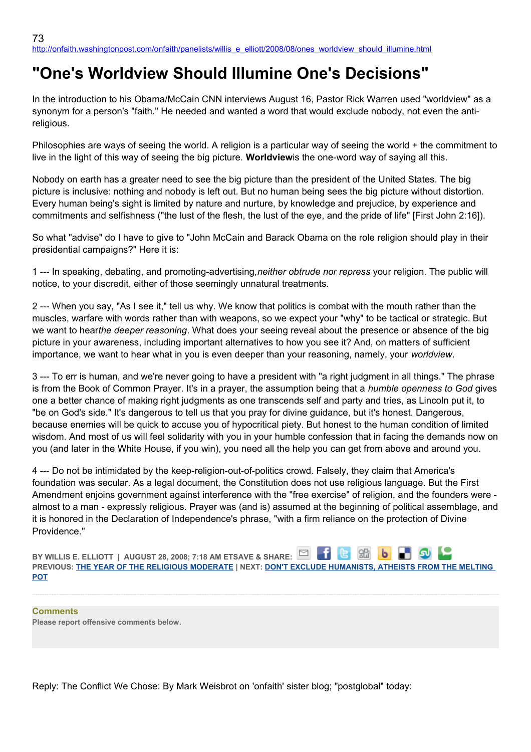http://onfaith.washingtonpost.com/onfaith/panelists/willis_e_elliott/2008/08/ones_worldview_should_illumine.html

# "One's Worldview Should Illumine One's Decisions"

In the introduction to his Obama/McCain CNN interviews August 16, Pastor Rick Warren used "worldview" as a synonym for a person's "faith." He needed and wanted a word that would exclude nobody, not even the anti-religious.

Philosophies are ways of seeing the world. A religion is a particular way of seeing the world + the commitment to live in the light of this way of seeing the big picture. **Worldview**is the one-word way of saying all this.

Nobody on earth has a greater need to see the big picture than the president of the United States. The big picture is inclusive: nothing and nobody is left out. But no human being sees the big picture without distortion. Every human being's sight is limited by nature and nurture, by knowledge and prejudice, by experience and commitments and selfishness ("the lust of the flesh, the lust of the eye, and the pride of life" [First John 2:16]).

So what "advise" do I have to give to "John McCain and Barack Obama on the role religion should play in their presidential campaigns?" Here it is:

1 --- In speaking, debating, and promoting-advertising,*neither obtrude nor repress* your religion. The public will notice, to your discredit, either of those seemingly unnatural treatments.

2 --- When you say, "As I see it," tell us why. We know that politics is combat with the mouth rather than the muscles, warfare with words rather than with weapons, so we expect your "why" to be tactical or strategic. But we want to hear*the deeper reasoning*. What does your seeing reveal about the presence or absence of the big picture in your awareness, including important alternatives to how you see it? And, on matters of sufficient importance, we want to hear what in you is even deeper than your reasoning, namely, your *worldview*.

3 --- To err is human, and we're never going to have a president with "a right judgment in all things." The phrase is from the Book of Common Prayer. It's in a prayer, the assumption being that a *humble openness to God* gives one a better chance of making right judgments as one transcends self and party and tries, as Lincoln put it, to "be on God's side." It's dangerous to tell us that you pray for divine guidance, but it's honest. Dangerous, because enemies will be quick to accuse you of hypocritical piety. But honest to the human condition of limited wisdom. And most of us will feel solidarity with you in your humble confession that in facing the demands now on you (and later in the White House, if you win), you need all the help you can get from above and around you.

4 --- Do not be intimidated by the keep-religion-out-of-politics crowd. Falsely, they claim that America's foundation was secular. As a legal document, the Constitution does not use religious language. But the First Amendment enjoins government against interference with the "free exercise" of religion, and the founders were - almost to a man - expressly religious. Prayer was (and is) assumed at the beginning of political assemblage, and it is honored in the Declaration of Independence's phrase, "with a firm reliance on the protection of Divine Providence."

BY WILLIS E. ELLIOTT | AUGUST 28, 2008; 7:18 AM ETSAVE & SHARE:

PREVIOUS: THE YEAR OF THE RELIGIOUS MODERATE | NEXT: DON'T EXCLUDE HUMANISTS, ATHEISTS FROM THE MELTING POT

**Comments**

Please report offensive comments below.

Reply: The Conflict We Chose: By Mark Weisbrot on 'onfaith' sister blog; "postglobal" today: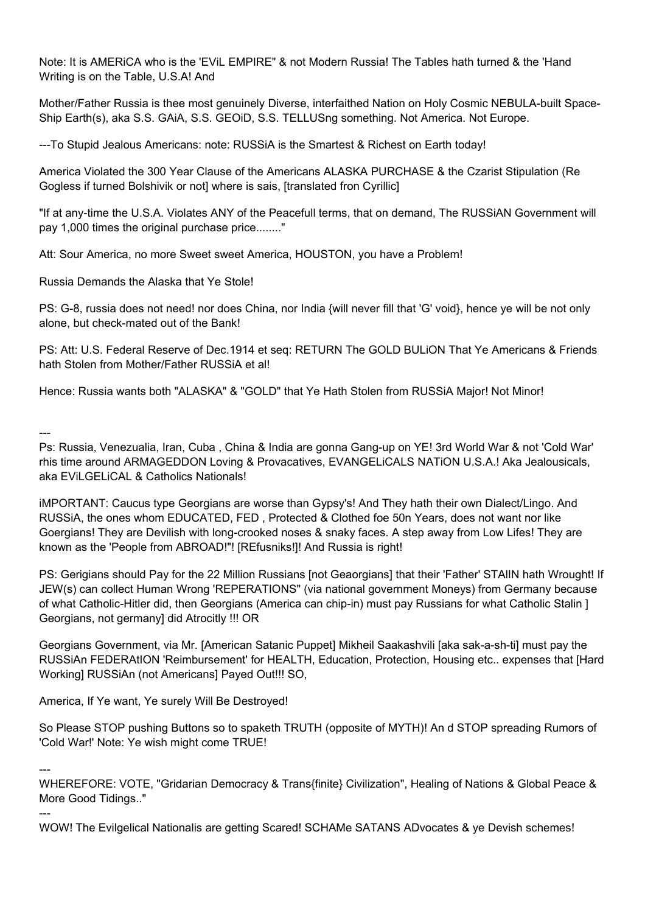Note: It is AMERiCA who is the 'EViL EMPIRE" & not Modern Russia! The Tables hath turned & the 'Hand Writing is on the Table, U.S.A! And

Mother/Father Russia is thee most genuinely Diverse, interfaithed Nation on Holy Cosmic NEBULA-built Space-Ship Earth(s), aka S.S. GAiA, S.S. GEOiD, S.S. TELLUSng something. Not America. Not Europe.

---To Stupid Jealous Americans: note: RUSSiA is the Smartest & Richest on Earth today!

America Violated the 300 Year Clause of the Americans ALASKA PURCHASE & the Czarist Stipulation (Re Gogless if turned Bolshivik or not] where is sais, [translated fron Cyrillic]

"If at any-time the U.S.A. Violates ANY of the Peacefull terms, that on demand, The RUSSiAN Government will pay 1,000 times the original purchase price........"

Att: Sour America, no more Sweet sweet America, HOUSTON, you have a Problem!

Russia Demands the Alaska that Ye Stole!

PS: G-8, russia does not need! nor does China, nor India {will never fill that 'G' void}, hence ye will be not only alone, but check-mated out of the Bank!

PS: Att: U.S. Federal Reserve of Dec.1914 et seq: RETURN The GOLD BULiON That Ye Americans & Friends hath Stolen from Mother/Father RUSSiA et al!

Hence: Russia wants both "ALASKA" & "GOLD" that Ye Hath Stolen from RUSSiA Major! Not Minor!

---

Ps: Russia, Venezualia, Iran, Cuba , China & India are gonna Gang-up on YE! 3rd World War & not 'Cold War' rhis time around ARMAGEDDON Loving & Provacatives, EVANGELiCALS NATiON U.S.A.! Aka Jealousicals, aka EViLGELiCAL & Catholics Nationals!

iMPORTANT: Caucus type Georgians are worse than Gypsy's! And They hath their own Dialect/Lingo. And RUSSiA, the ones whom EDUCATED, FED , Protected & Clothed foe 50n Years, does not want nor like Goergians! They are Devilish with long-crooked noses & snaky faces. A step away from Low Lifes! They are known as the 'People from ABROAD!"! [REfusniks!]! And Russia is right!

PS: Gerigians should Pay for the 22 Million Russians [not Geaorgians] that their 'Father' STAlIN hath Wrought! If JEW(s) can collect Human Wrong 'REPERATIONS" (via national government Moneys) from Germany because of what Catholic-Hitler did, then Georgians (America can chip-in) must pay Russians for what Catholic Stalin ] Georgians, not germany] did Atrocitly !!! OR

Georgians Government, via Mr. [American Satanic Puppet] Mikheil Saakashvili [aka sak-a-sh-ti] must pay the RUSSiAn FEDERAtION 'Reimbursement' for HEALTH, Education, Protection, Housing etc.. expenses that [Hard Working] RUSSiAn (not Americans] Payed Out!!! SO,

America, If Ye want, Ye surely Will Be Destroyed!

So Please STOP pushing Buttons so to spaketh TRUTH (opposite of MYTH)! An d STOP spreading Rumors of 'Cold War!' Note: Ye wish might come TRUE!

---

WHEREFORE: VOTE, "Gridarian Democracy & Trans{finite} Civilization", Healing of Nations & Global Peace & More Good Tidings.."

---

WOW! The Evilgelical Nationalis are getting Scared! SCHAMe SATANS ADvocates & ye Devish schemes!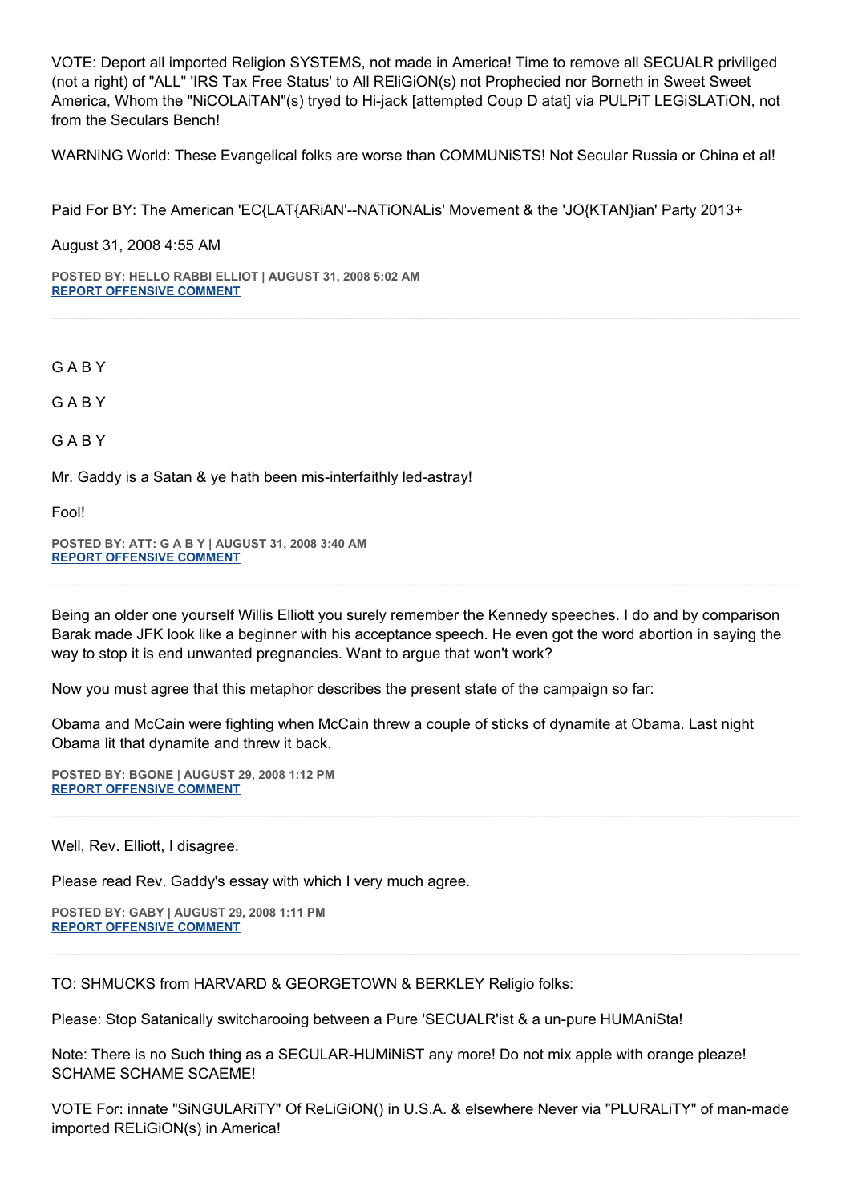VOTE: Deport all imported Religion SYSTEMS, not made in America! Time to remove all SECUALR priviliged (not a right) of "ALL" 'IRS Tax Free Status' to All REliGiON(s) not Prophecied nor Borneth in Sweet Sweet America, Whom the "NiCOLAiTAN"(s) tryed to Hi-jack [attempted Coup D atat] via PULPiT LEGiSLATiON, not from the Seculars Bench!

WARNiNG World: These Evangelical folks are worse than COMMUNiSTS! Not Secular Russia or China et al!

Paid For BY: The American 'EC{LAT{ARiAN'--NATiONALis' Movement & the 'JO{KTAN}ian' Party 2013+

August 31, 2008 4:55 AM

**POSTED BY: HELLO RABBI ELLIOT | AUGUST 31, 2008 5:02 AM**
**REPORT OFFENSIVE COMMENT**

---

G A B Y

G A B Y

G A B Y

Mr. Gaddy is a Satan & ye hath been mis-interfaithly led-astray!

Fool!

**POSTED BY: ATT: G A B Y | AUGUST 31, 2008 3:40 AM**
**REPORT OFFENSIVE COMMENT**

---

Being an older one yourself Willis Elliott you surely remember the Kennedy speeches. I do and by comparison Barak made JFK look like a beginner with his acceptance speech. He even got the word abortion in saying the way to stop it is end unwanted pregnancies. Want to argue that won't work?

Now you must agree that this metaphor describes the present state of the campaign so far:

Obama and McCain were fighting when McCain threw a couple of sticks of dynamite at Obama. Last night Obama lit that dynamite and threw it back.

**POSTED BY: BGONE | AUGUST 29, 2008 1:12 PM**
**REPORT OFFENSIVE COMMENT**

---

Well, Rev. Elliott, I disagree.

Please read Rev. Gaddy's essay with which I very much agree.

**POSTED BY: GABY | AUGUST 29, 2008 1:11 PM**
**REPORT OFFENSIVE COMMENT**

---

TO: SHMUCKS from HARVARD & GEORGETOWN & BERKLEY Religio folks:

Please: Stop Satanically switcharooing between a Pure 'SECUALR'ist & a un-pure HUMAniSta!

Note: There is no Such thing as a SECULAR-HUMiNiST any more! Do not mix apple with orange pleaze! SCHAME SCHAME SCAEME!

VOTE For: innate "SiNGULARiTY" Of ReLiGiON() in U.S.A. & elsewhere Never via "PLURALiTY" of man-made imported RELiGiON(s) in America!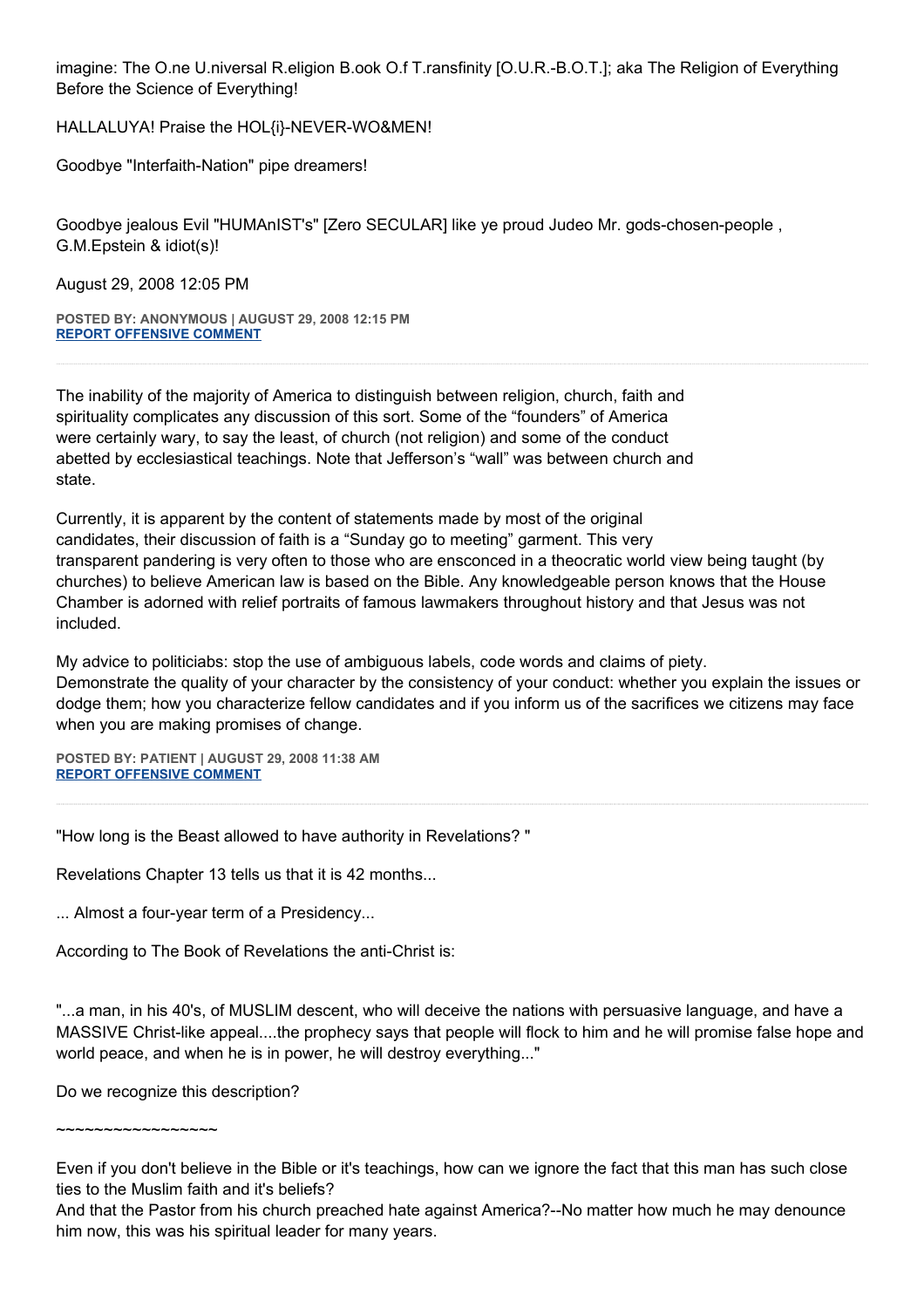imagine: The O.ne U.niversal R.eligion B.ook O.f T.ransfinity [O.U.R.-B.O.T.]; aka The Religion of Everything Before the Science of Everything!

HALLALUYA! Praise the HOL{i}-NEVER-WO&MEN!

Goodbye "Interfaith-Nation" pipe dreamers!

Goodbye jealous Evil "HUMAnIST's" [Zero SECULAR] like ye proud Judeo Mr. gods-chosen-people , G.M.Epstein & idiot(s)!

August 29, 2008 12:05 PM

**POSTED BY: ANONYMOUS | AUGUST 29, 2008 12:15 PM**
**REPORT OFFENSIVE COMMENT**

---

The inability of the majority of America to distinguish between religion, church, faith and spirituality complicates any discussion of this sort. Some of the "founders" of America were certainly wary, to say the least, of church (not religion) and some of the conduct abetted by ecclesiastical teachings. Note that Jefferson's "wall" was between church and state.

Currently, it is apparent by the content of statements made by most of the original candidates, their discussion of faith is a "Sunday go to meeting" garment. This very transparent pandering is very often to those who are ensconced in a theocratic world view being taught (by churches) to believe American law is based on the Bible. Any knowledgeable person knows that the House Chamber is adorned with relief portraits of famous lawmakers throughout history and that Jesus was not included.

My advice to politiciabs: stop the use of ambiguous labels, code words and claims of piety. Demonstrate the quality of your character by the consistency of your conduct: whether you explain the issues or dodge them; how you characterize fellow candidates and if you inform us of the sacrifices we citizens may face when you are making promises of change.

**POSTED BY: PATIENT | AUGUST 29, 2008 11:38 AM**
**REPORT OFFENSIVE COMMENT**

---

"How long is the Beast allowed to have authority in Revelations? "

Revelations Chapter 13 tells us that it is 42 months...

... Almost a four-year term of a Presidency...

According to The Book of Revelations the anti-Christ is:

"...a man, in his 40's, of MUSLIM descent, who will deceive the nations with persuasive language, and have a MASSIVE Christ-like appeal....the prophecy says that people will flock to him and he will promise false hope and world peace, and when he is in power, he will destroy everything..."

Do we recognize this description?

~~~~~~~~~~~~~~~~

Even if you don't believe in the Bible or it's teachings, how can we ignore the fact that this man has such close ties to the Muslim faith and it's beliefs?
And that the Pastor from his church preached hate against America?--No matter how much he may denounce him now, this was his spiritual leader for many years.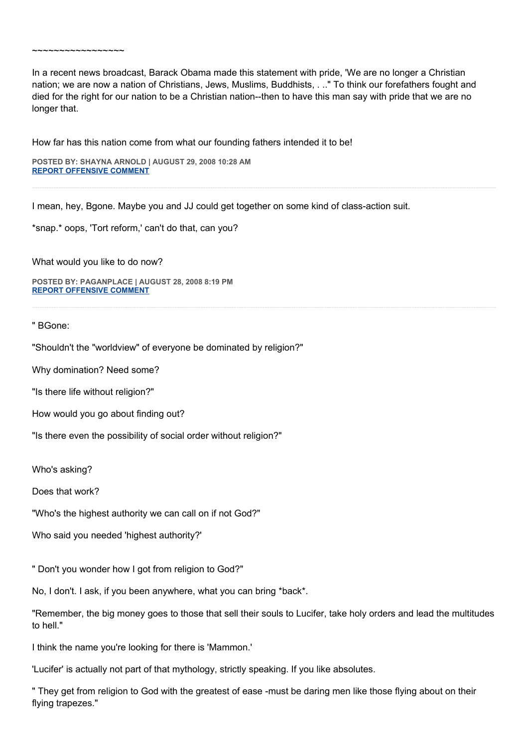~~~~~~~~~~~~~~~~~

In a recent news broadcast, Barack Obama made this statement with pride, 'We are no longer a Christian nation; we are now a nation of Christians, Jews, Muslims, Buddhists, . .." To think our forefathers fought and died for the right for our nation to be a Christian nation--then to have this man say with pride that we are no longer that.

How far has this nation come from what our founding fathers intended it to be!

**POSTED BY: SHAYNA ARNOLD | AUGUST 29, 2008 10:28 AM**
**REPORT OFFENSIVE COMMENT**

---

I mean, hey, Bgone. Maybe you and JJ could get together on some kind of class-action suit.

*snap.* oops, 'Tort reform,' can't do that, can you?

What would you like to do now?

**POSTED BY: PAGANPLACE | AUGUST 28, 2008 8:19 PM**
**REPORT OFFENSIVE COMMENT**

---

" BGone:

"Shouldn't the "worldview" of everyone be dominated by religion?"

Why domination? Need some?

"Is there life without religion?"

How would you go about finding out?

"Is there even the possibility of social order without religion?"

Who's asking?

Does that work?

"Who's the highest authority we can call on if not God?"

Who said you needed 'highest authority?'

" Don't you wonder how I got from religion to God?"

No, I don't. I ask, if you been anywhere, what you can bring *back*.

"Remember, the big money goes to those that sell their souls to Lucifer, take holy orders and lead the multitudes to hell."

I think the name you're looking for there is 'Mammon.'

'Lucifer' is actually not part of that mythology, strictly speaking. If you like absolutes.

" They get from religion to God with the greatest of ease -must be daring men like those flying about on their flying trapezes."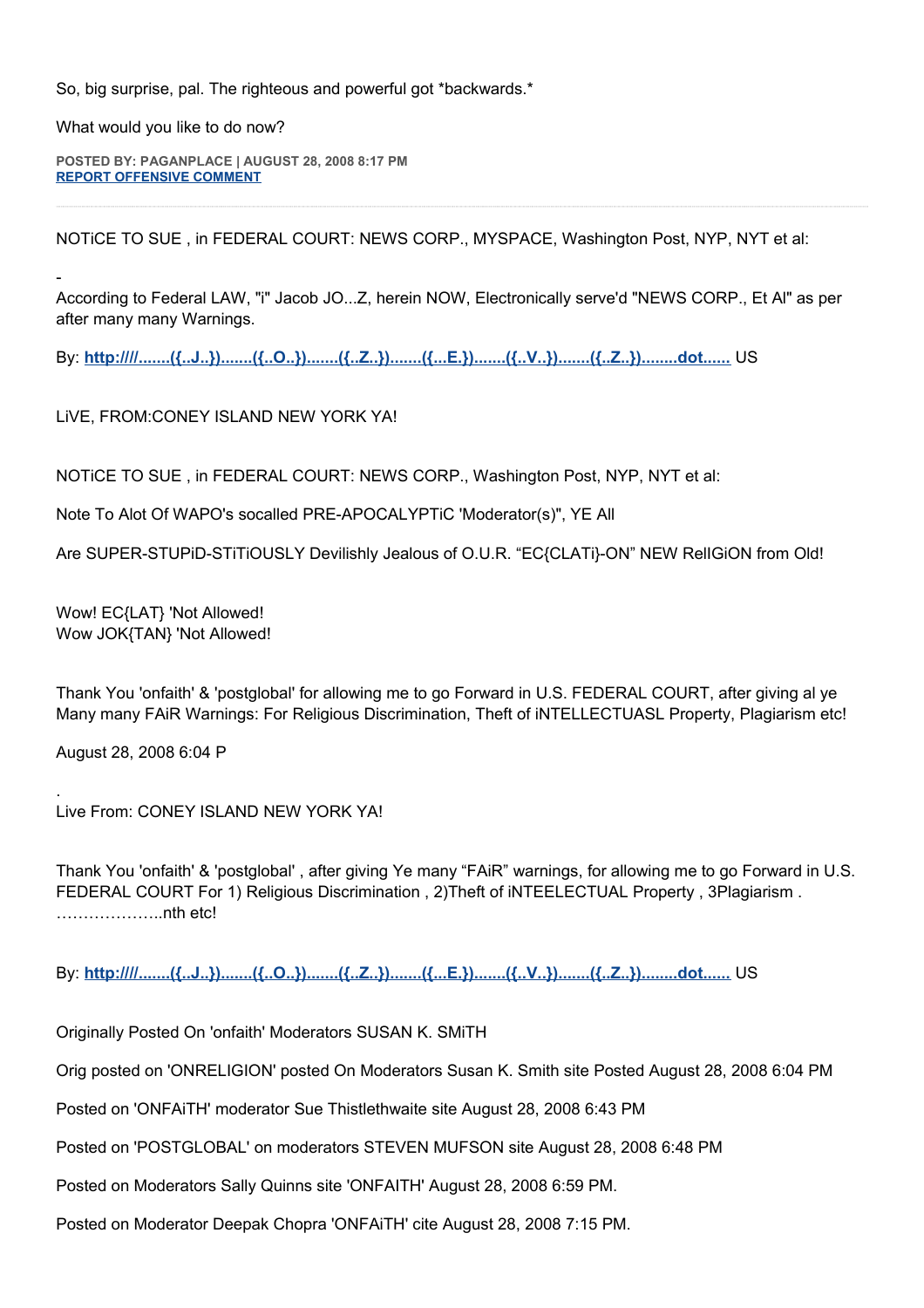So, big surprise, pal. The righteous and powerful got *backwards.*

What would you like to do now?

**POSTED BY: PAGANPLACE | AUGUST 28, 2008 8:17 PM**
**REPORT OFFENSIVE COMMENT**

---

NOTiCE TO SUE , in FEDERAL COURT: NEWS CORP., MYSPACE, Washington Post, NYP, NYT et al:

-

According to Federal LAW, "i" Jacob JO...Z, herein NOW, Electronically serve'd "NEWS CORP., Et Al" as per after many many Warnings.

By: **http:////.......({..J..}).......({..O..}).......({..Z..}).......({...E.}).......({..V..}).......({..Z..})........dot......** US

LiVE, FROM:CONEY ISLAND NEW YORK YA!

NOTiCE TO SUE , in FEDERAL COURT: NEWS CORP., Washington Post, NYP, NYT et al:

Note To Alot Of WAPO's socalled PRE-APOCALYPTiC 'Moderator(s)", YE All

Are SUPER-STUPiD-STiTiOUSLY Devilishly Jealous of O.U.R. "EC{CLATi}-ON" NEW RelIGiON from Old!

Wow! EC{LAT} 'Not Allowed!
Wow JOK{TAN} 'Not Allowed!

Thank You 'onfaith' & 'postglobal' for allowing me to go Forward in U.S. FEDERAL COURT, after giving al ye Many many FAiR Warnings: For Religious Discrimination, Theft of iNTELLECTUASL Property, Plagiarism etc!

August 28, 2008 6:04 P

.
Live From: CONEY ISLAND NEW YORK YA!

Thank You 'onfaith' & 'postglobal' , after giving Ye many "FAiR" warnings, for allowing me to go Forward in U.S. FEDERAL COURT For 1) Religious Discrimination , 2)Theft of iNTEELECTUAL Property , 3Plagiarism . ………………..nth etc!

By: **http:////.......({..J..}).......({..O..}).......({..Z..}).......({...E.}).......({..V..}).......({..Z..})........dot......** US

Originally Posted On 'onfaith' Moderators SUSAN K. SMiTH

Orig posted on 'ONRELIGION' posted On Moderators Susan K. Smith site Posted August 28, 2008 6:04 PM

Posted on 'ONFAiTH' moderator Sue Thistlethwaite site August 28, 2008 6:43 PM

Posted on 'POSTGLOBAL' on moderators STEVEN MUFSON site August 28, 2008 6:48 PM

Posted on Moderators Sally Quinns site 'ONFAITH' August 28, 2008 6:59 PM.

Posted on Moderator Deepak Chopra 'ONFAiTH' cite August 28, 2008 7:15 PM.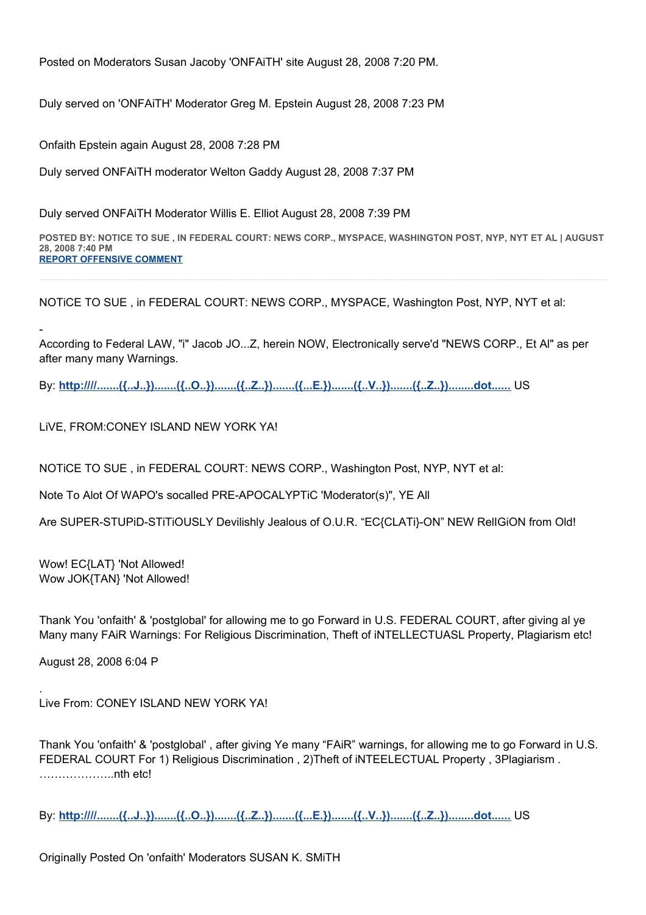Posted on Moderators Susan Jacoby 'ONFAiTH' site August 28, 2008 7:20 PM.

Duly served on 'ONFAiTH' Moderator Greg M. Epstein August 28, 2008 7:23 PM

Onfaith Epstein again August 28, 2008 7:28 PM

Duly served ONFAiTH moderator Welton Gaddy August 28, 2008 7:37 PM

Duly served ONFAiTH Moderator Willis E. Elliot August 28, 2008 7:39 PM

**POSTED BY: NOTICE TO SUE , IN FEDERAL COURT: NEWS CORP., MYSPACE, WASHINGTON POST, NYP, NYT ET AL | AUGUST 28, 2008 7:40 PM**
**REPORT OFFENSIVE COMMENT**

---

NOTiCE TO SUE , in FEDERAL COURT: NEWS CORP., MYSPACE, Washington Post, NYP, NYT et al:

-
According to Federal LAW, "i" Jacob JO...Z, herein NOW, Electronically serve'd "NEWS CORP., Et Al" as per after many many Warnings.

By: **http:////.......({..J..}).......({..O..}).......({..Z..}).......({...E.}).......({..V..}).......({..Z..})........dot......** US

LiVE, FROM:CONEY ISLAND NEW YORK YA!

NOTiCE TO SUE , in FEDERAL COURT: NEWS CORP., Washington Post, NYP, NYT et al:

Note To Alot Of WAPO's socalled PRE-APOCALYPTiC 'Moderator(s)", YE All

Are SUPER-STUPiD-STiTiOUSLY Devilishly Jealous of O.U.R. "EC{CLATi}-ON" NEW RelIGiON from Old!

Wow! EC{LAT} 'Not Allowed!
Wow JOK{TAN} 'Not Allowed!

Thank You 'onfaith' & 'postglobal' for allowing me to go Forward in U.S. FEDERAL COURT, after giving al ye Many many FAiR Warnings: For Religious Discrimination, Theft of iNTELLECTUASL Property, Plagiarism etc!

August 28, 2008 6:04 P

.
Live From: CONEY ISLAND NEW YORK YA!

Thank You 'onfaith' & 'postglobal' , after giving Ye many "FAiR" warnings, for allowing me to go Forward in U.S. FEDERAL COURT For 1) Religious Discrimination , 2)Theft of iNTEELECTUAL Property , 3Plagiarism . ………………..nth etc!

By: **http:////.......({..J..}).......({..O..}).......({..Z..}).......({...E.}).......({..V..}).......({..Z..})........dot......** US

Originally Posted On 'onfaith' Moderators SUSAN K. SMiTH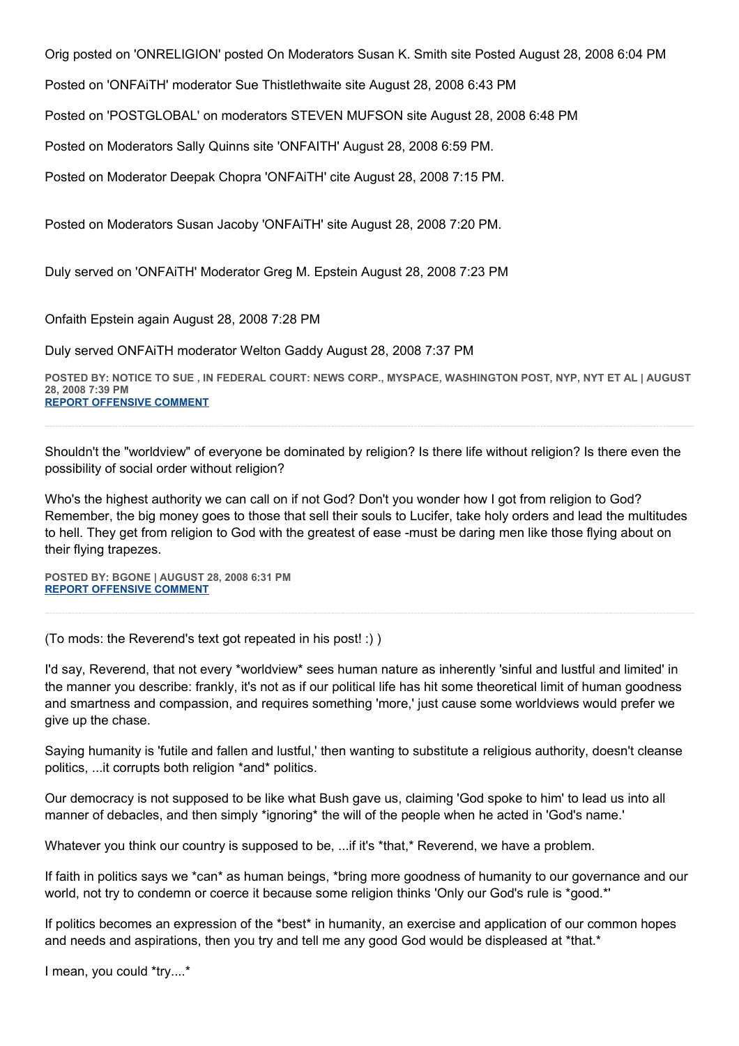Orig posted on 'ONRELIGION' posted On Moderators Susan K. Smith site Posted August 28, 2008 6:04 PM

Posted on 'ONFAiTH' moderator Sue Thistlethwaite site August 28, 2008 6:43 PM

Posted on 'POSTGLOBAL' on moderators STEVEN MUFSON site August 28, 2008 6:48 PM

Posted on Moderators Sally Quinns site 'ONFAITH' August 28, 2008 6:59 PM.

Posted on Moderator Deepak Chopra 'ONFAiTH' cite August 28, 2008 7:15 PM.

Posted on Moderators Susan Jacoby 'ONFAiTH' site August 28, 2008 7:20 PM.

Duly served on 'ONFAiTH' Moderator Greg M. Epstein August 28, 2008 7:23 PM

Onfaith Epstein again August 28, 2008 7:28 PM

Duly served ONFAiTH moderator Welton Gaddy August 28, 2008 7:37 PM

**POSTED BY: NOTICE TO SUE , IN FEDERAL COURT: NEWS CORP., MYSPACE, WASHINGTON POST, NYP, NYT ET AL | AUGUST 28, 2008 7:39 PM**
**REPORT OFFENSIVE COMMENT**

---

Shouldn't the "worldview" of everyone be dominated by religion? Is there life without religion? Is there even the possibility of social order without religion?

Who's the highest authority we can call on if not God? Don't you wonder how I got from religion to God? Remember, the big money goes to those that sell their souls to Lucifer, take holy orders and lead the multitudes to hell. They get from religion to God with the greatest of ease -must be daring men like those flying about on their flying trapezes.

**POSTED BY: BGONE | AUGUST 28, 2008 6:31 PM**
**REPORT OFFENSIVE COMMENT**

---

(To mods: the Reverend's text got repeated in his post! :) )

I'd say, Reverend, that not every *worldview* sees human nature as inherently 'sinful and lustful and limited' in the manner you describe: frankly, it's not as if our political life has hit some theoretical limit of human goodness and smartness and compassion, and requires something 'more,' just cause some worldviews would prefer we give up the chase.

Saying humanity is 'futile and fallen and lustful,' then wanting to substitute a religious authority, doesn't cleanse politics, ...it corrupts both religion *and* politics.

Our democracy is not supposed to be like what Bush gave us, claiming 'God spoke to him' to lead us into all manner of debacles, and then simply *ignoring* the will of the people when he acted in 'God's name.'

Whatever you think our country is supposed to be, ...if it's *that,* Reverend, we have a problem.

If faith in politics says we *can* as human beings, *bring more goodness of humanity to our governance and our world, not try to condemn or coerce it because some religion thinks 'Only our God's rule is *good.*'

If politics becomes an expression of the *best* in humanity, an exercise and application of our common hopes and needs and aspirations, then you try and tell me any good God would be displeased at *that.*

I mean, you could *try....*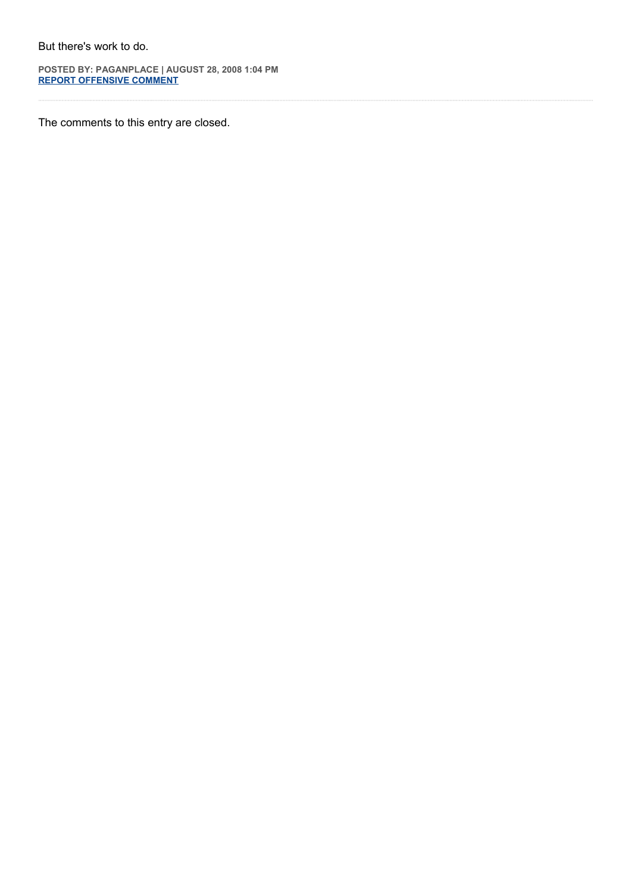But there's work to do.

**POSTED BY: PAGANPLACE | AUGUST 28, 2008 1:04 PM**
**REPORT OFFENSIVE COMMENT**

---

The comments to this entry are closed.